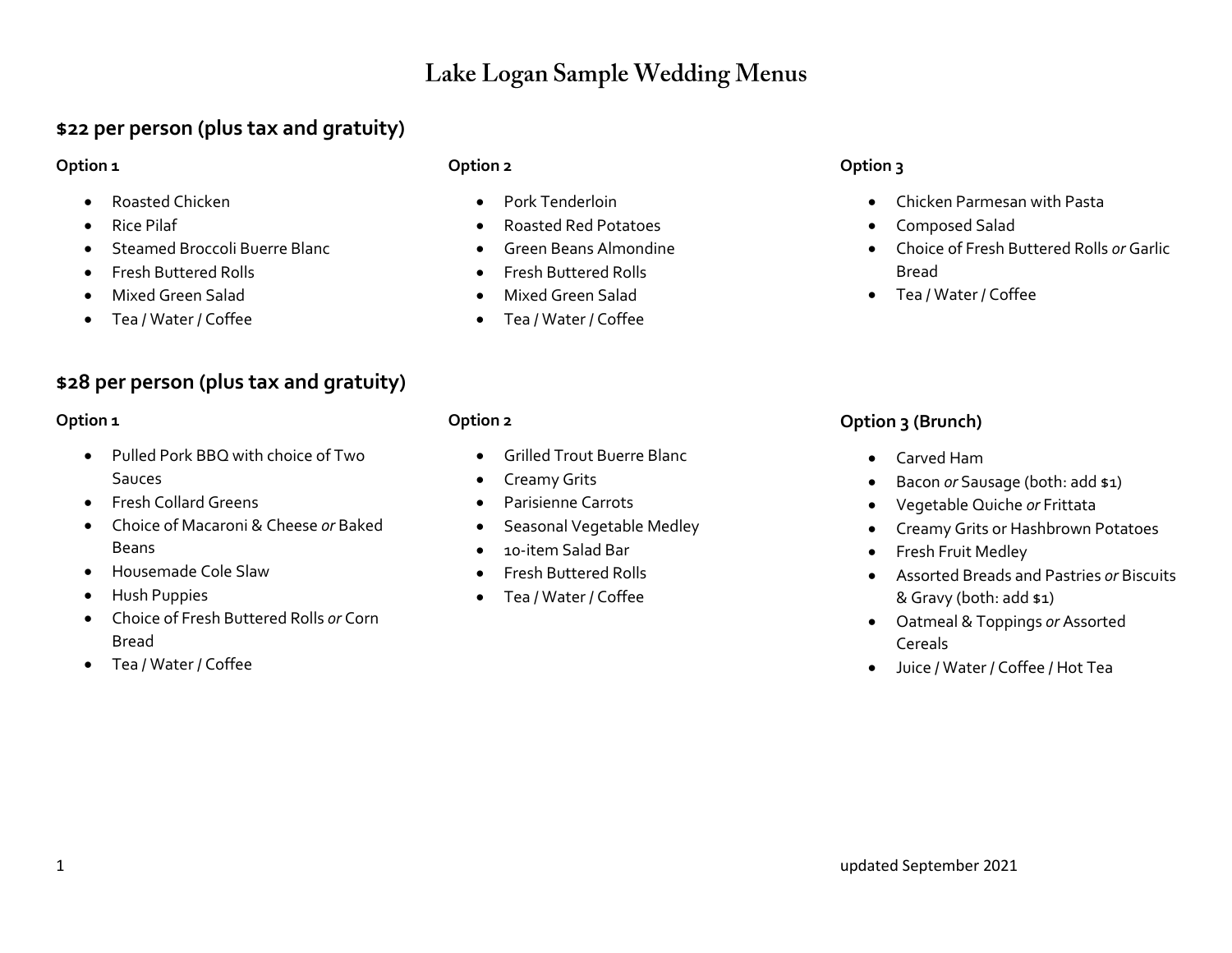# Lake Logan Sample Wedding Menus

## $22 per person (plus tax and gratuity)

**Option 1**

- Roasted Chicken
- Rice Pilaf
- Steamed Broccoli Buerre Blanc
- Fresh Buttered Rolls
- Mixed Green Salad
- Tea / Water / Coffee

**Option 2**

- Pork Tenderloin
- Roasted Red Potatoes
- Green Beans Almondine
- Fresh Buttered Rolls
- Mixed Green Salad
- Tea / Water / Coffee

**Option 3**

- Chicken Parmesan with Pasta
- Composed Salad
- Choice of Fresh Buttered Rolls *or* Garlic Bread
- Tea / Water / Coffee

## $28 per person (plus tax and gratuity)

**Option 1**

- Pulled Pork BBQ with choice of Two Sauces
- Fresh Collard Greens
- Choice of Macaroni & Cheese *or* Baked Beans
- Housemade Cole Slaw
- Hush Puppies
- Choice of Fresh Buttered Rolls *or* Corn Bread
- Tea / Water / Coffee

**Option 2**

- Grilled Trout Buerre Blanc
- Creamy Grits
- Parisienne Carrots
- Seasonal Vegetable Medley
- 10-item Salad Bar
- Fresh Buttered Rolls
- Tea / Water / Coffee

### Option 3 (Brunch)

- Carved Ham
- Bacon *or* Sausage (both: add $1)
- Vegetable Quiche *or* Frittata
- Creamy Grits or Hashbrown Potatoes
- Fresh Fruit Medley
- Assorted Breads and Pastries *or* Biscuits & Gravy (both: add $1)
- Oatmeal & Toppings *or* Assorted Cereals
- Juice / Water / Coffee / Hot Tea

updated September 2021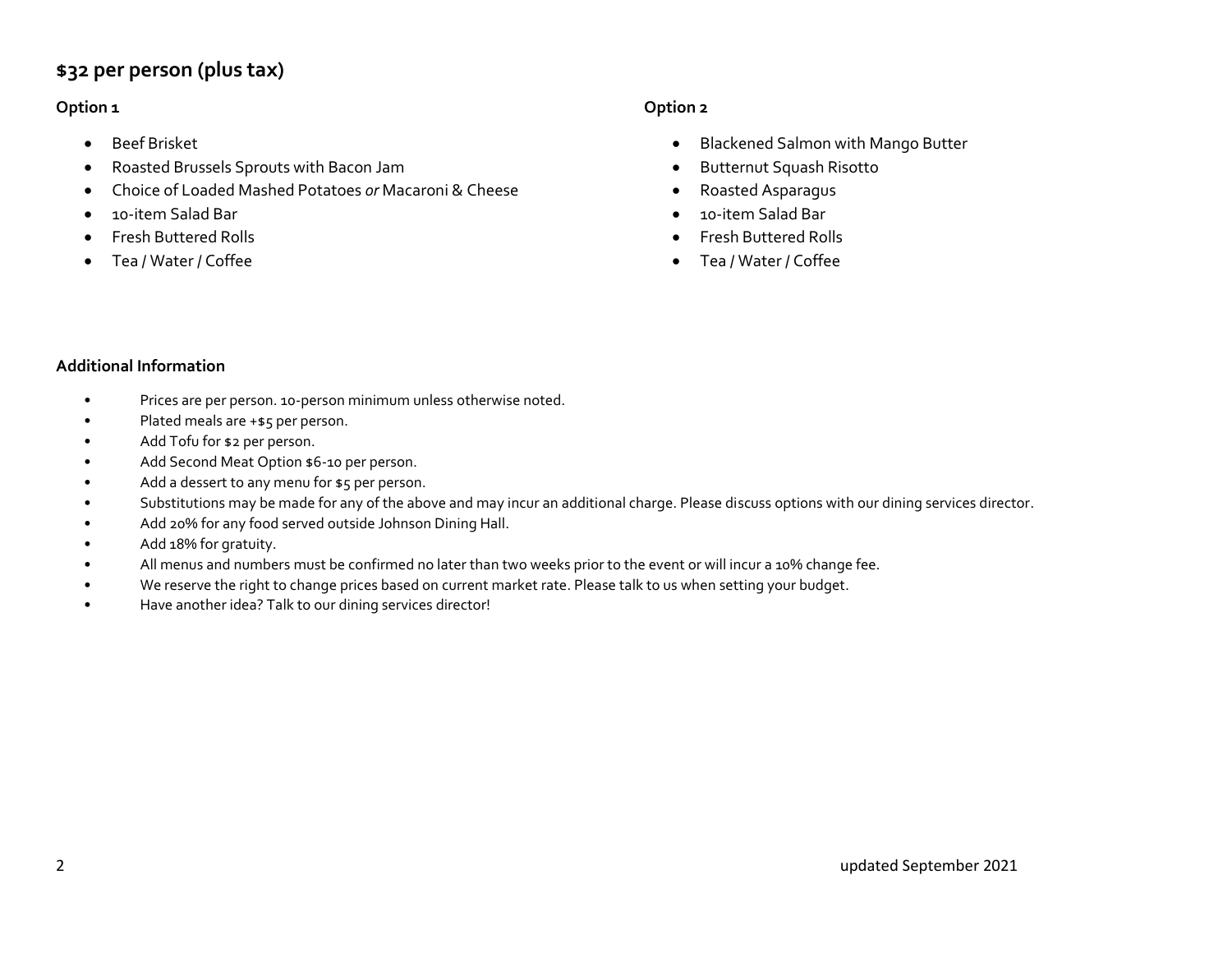## $32 per person (plus tax)

### Option 1

- Beef Brisket
- Roasted Brussels Sprouts with Bacon Jam
- Choice of Loaded Mashed Potatoes *or* Macaroni & Cheese
- 10-item Salad Bar
- Fresh Buttered Rolls
- Tea / Water / Coffee

### Option 2

- Blackened Salmon with Mango Butter
- Butternut Squash Risotto
- Roasted Asparagus
- 10-item Salad Bar
- Fresh Buttered Rolls
- Tea / Water / Coffee

### Additional Information

- Prices are per person. 10-person minimum unless otherwise noted.
- Plated meals are +$5 per person.
- Add Tofu for $2 per person.
- Add Second Meat Option $6-10 per person.
- Add a dessert to any menu for $5 per person.
- Substitutions may be made for any of the above and may incur an additional charge. Please discuss options with our dining services director.
- Add 20% for any food served outside Johnson Dining Hall.
- Add 18% for gratuity.
- All menus and numbers must be confirmed no later than two weeks prior to the event or will incur a 10% change fee.
- We reserve the right to change prices based on current market rate. Please talk to us when setting your budget.
- Have another idea? Talk to our dining services director!

updated September 2021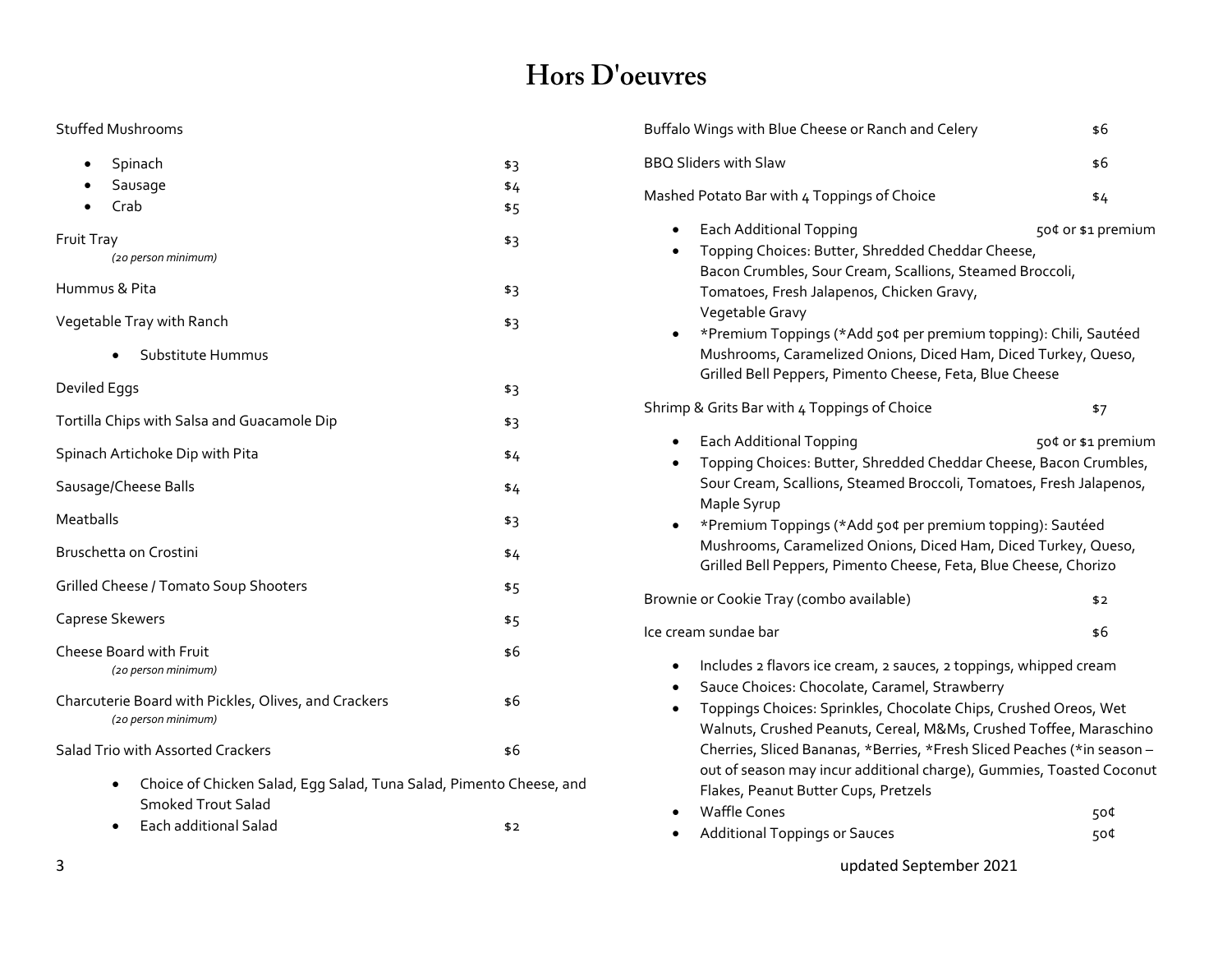# Hors D'oeuvres

Stuffed Mushrooms

- Spinach $3
- Sausage $4
- Crab $5

Fruit Tray $3
*(20 person minimum)*

Hummus & Pita $3

Vegetable Tray with Ranch $3

- Substitute Hummus

Deviled Eggs $3

Tortilla Chips with Salsa and Guacamole Dip $3

Spinach Artichoke Dip with Pita $4

Sausage/Cheese Balls $4

Meatballs $3

Bruschetta on Crostini $4

Grilled Cheese / Tomato Soup Shooters $5

Caprese Skewers $5

Cheese Board with Fruit $6
*(20 person minimum)*

Charcuterie Board with Pickles, Olives, and Crackers $6
*(20 person minimum)*

Salad Trio with Assorted Crackers $6

- Choice of Chicken Salad, Egg Salad, Tuna Salad, Pimento Cheese, and Smoked Trout Salad
- Each additional Salad $2

Buffalo Wings with Blue Cheese or Ranch and Celery $6

BBQ Sliders with Slaw $6

Mashed Potato Bar with 4 Toppings of Choice $4

- Each Additional Topping 50¢ or $1 premium
- Topping Choices: Butter, Shredded Cheddar Cheese, Bacon Crumbles, Sour Cream, Scallions, Steamed Broccoli, Tomatoes, Fresh Jalapenos, Chicken Gravy, Vegetable Gravy
- *Premium Toppings (*Add 50¢ per premium topping): Chili, Sautéed Mushrooms, Caramelized Onions, Diced Ham, Diced Turkey, Queso, Grilled Bell Peppers, Pimento Cheese, Feta, Blue Cheese

Shrimp & Grits Bar with 4 Toppings of Choice $7

- Each Additional Topping 50¢ or $1 premium
- Topping Choices: Butter, Shredded Cheddar Cheese, Bacon Crumbles, Sour Cream, Scallions, Steamed Broccoli, Tomatoes, Fresh Jalapenos, Maple Syrup
- *Premium Toppings (*Add 50¢ per premium topping): Sautéed Mushrooms, Caramelized Onions, Diced Ham, Diced Turkey, Queso, Grilled Bell Peppers, Pimento Cheese, Feta, Blue Cheese, Chorizo

Brownie or Cookie Tray (combo available) $2

Ice cream sundae bar $6

- Includes 2 flavors ice cream, 2 sauces, 2 toppings, whipped cream
- Sauce Choices: Chocolate, Caramel, Strawberry
- Toppings Choices: Sprinkles, Chocolate Chips, Crushed Oreos, Wet Walnuts, Crushed Peanuts, Cereal, M&Ms, Crushed Toffee, Maraschino Cherries, Sliced Bananas, *Berries, *Fresh Sliced Peaches (*in season – out of season may incur additional charge), Gummies, Toasted Coconut Flakes, Peanut Butter Cups, Pretzels
- Waffle Cones 50¢
- Additional Toppings or Sauces 50¢

updated September 2021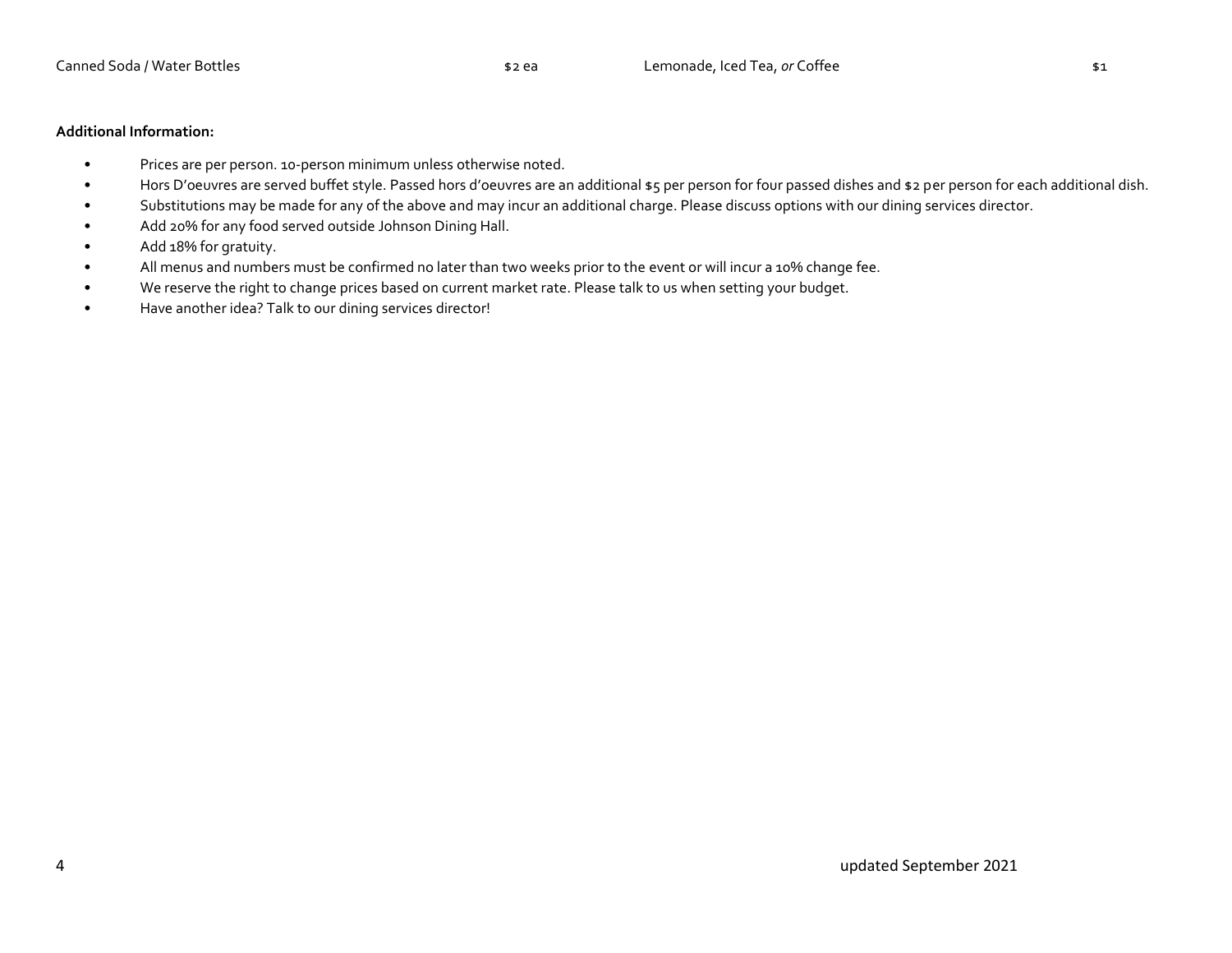| | | | |
|---|---|---|---|
| Canned Soda / Water Bottles | $2 ea | Lemonade, Iced Tea, *or* Coffee | $1 |

**Additional Information:**

- Prices are per person. 10-person minimum unless otherwise noted.
- Hors D'oeuvres are served buffet style. Passed hors d'oeuvres are an additional $5 per person for four passed dishes and $2 per person for each additional dish.
- Substitutions may be made for any of the above and may incur an additional charge. Please discuss options with our dining services director.
- Add 20% for any food served outside Johnson Dining Hall.
- Add 18% for gratuity.
- All menus and numbers must be confirmed no later than two weeks prior to the event or will incur a 10% change fee.
- We reserve the right to change prices based on current market rate. Please talk to us when setting your budget.
- Have another idea? Talk to our dining services director!

updated September 2021